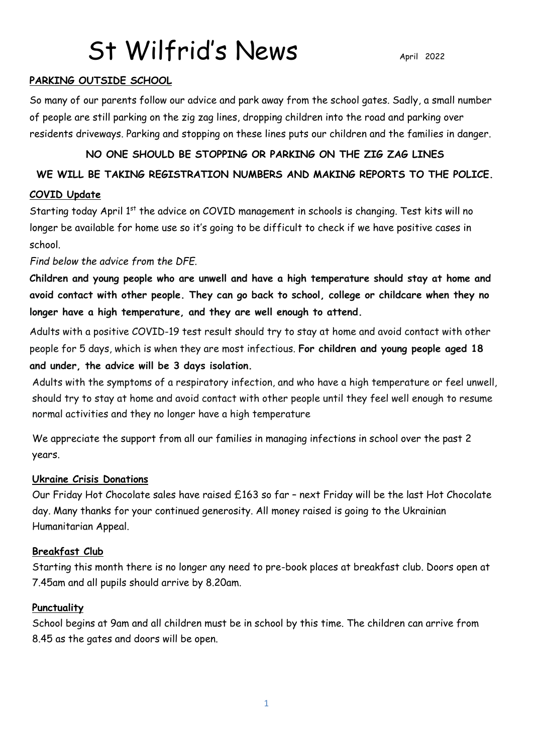# St Wilfrid's News

April 2022

**PARKING OUTSIDE SCHOOL**

So many of our parents follow our advice and park away from the school gates. Sadly, a small number of people are still parking on the zig zag lines, dropping children into the road and parking over residents driveways. Parking and stopping on these lines puts our children and the families in danger.

**NO ONE SHOULD BE STOPPING OR PARKING ON THE ZIG ZAG LINES**

**WE WILL BE TAKING REGISTRATION NUMBERS AND MAKING REPORTS TO THE POLICE.**

**COVID Update**

Starting today April 1st the advice on COVID management in schools is changing. Test kits will no longer be available for home use so it's going to be difficult to check if we have positive cases in school.

*Find below the advice from the DFE.*

**Children and young people who are unwell and have a high temperature should stay at home and avoid contact with other people. They can go back to school, college or childcare when they no longer have a high temperature, and they are well enough to attend.**

Adults with a positive COVID-19 test result should try to stay at home and avoid contact with other people for 5 days, which is when they are most infectious. **For children and young people aged 18 and under, the advice will be 3 days isolation.**

Adults with the symptoms of a respiratory infection, and who have a high temperature or feel unwell, should try to stay at home and avoid contact with other people until they feel well enough to resume normal activities and they no longer have a high temperature

We appreciate the support from all our families in managing infections in school over the past 2 years.

**Ukraine Crisis Donations**

Our Friday Hot Chocolate sales have raised £163 so far – next Friday will be the last Hot Chocolate day. Many thanks for your continued generosity. All money raised is going to the Ukrainian Humanitarian Appeal.

**Breakfast Club**

Starting this month there is no longer any need to pre-book places at breakfast club. Doors open at 7.45am and all pupils should arrive by 8.20am.

**Punctuality**

School begins at 9am and all children must be in school by this time. The children can arrive from 8.45 as the gates and doors will be open.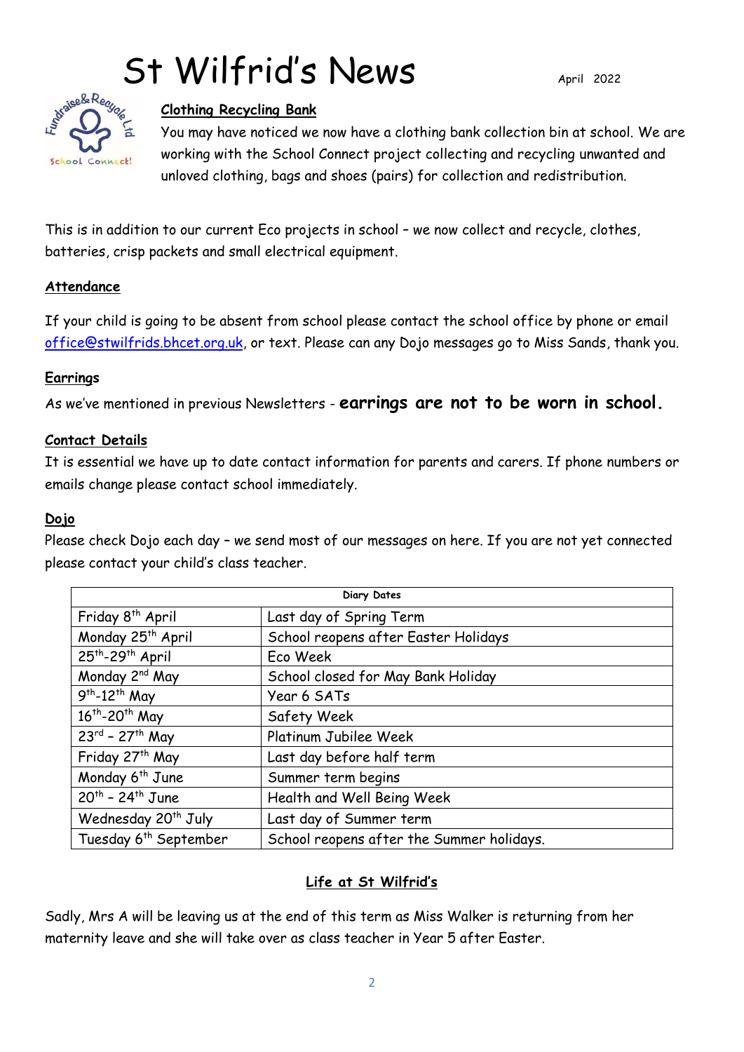# St Wilfrid's News

April 2022

## Clothing Recycling Bank

You may have noticed we now have a clothing bank collection bin at school. We are working with the School Connect project collecting and recycling unwanted and unloved clothing, bags and shoes (pairs) for collection and redistribution.

This is in addition to our current Eco projects in school – we now collect and recycle, clothes, batteries, crisp packets and small electrical equipment.

## Attendance

If your child is going to be absent from school please contact the school office by phone or email office@stwilfrids.bhcet.org.uk, or text. Please can any Dojo messages go to Miss Sands, thank you.

## Earrings

As we've mentioned in previous Newsletters - **earrings are not to be worn in school.**

## Contact Details

It is essential we have up to date contact information for parents and carers. If phone numbers or emails change please contact school immediately.

## Dojo

Please check Dojo each day – we send most of our messages on here. If you are not yet connected please contact your child's class teacher.

| Diary Dates | |
|---|---|
| Friday 8th April | Last day of Spring Term |
| Monday 25th April | School reopens after Easter Holidays |
| 25th-29th April | Eco Week |
| Monday 2nd May | School closed for May Bank Holiday |
| 9th-12th May | Year 6 SATs |
| 16th-20th May | Safety Week |
| 23rd – 27th May | Platinum Jubilee Week |
| Friday 27th May | Last day before half term |
| Monday 6th June | Summer term begins |
| 20th – 24th June | Health and Well Being Week |
| Wednesday 20th July | Last day of Summer term |
| Tuesday 6th September | School reopens after the Summer holidays. |

## Life at St Wilfrid's

Sadly, Mrs A will be leaving us at the end of this term as Miss Walker is returning from her maternity leave and she will take over as class teacher in Year 5 after Easter.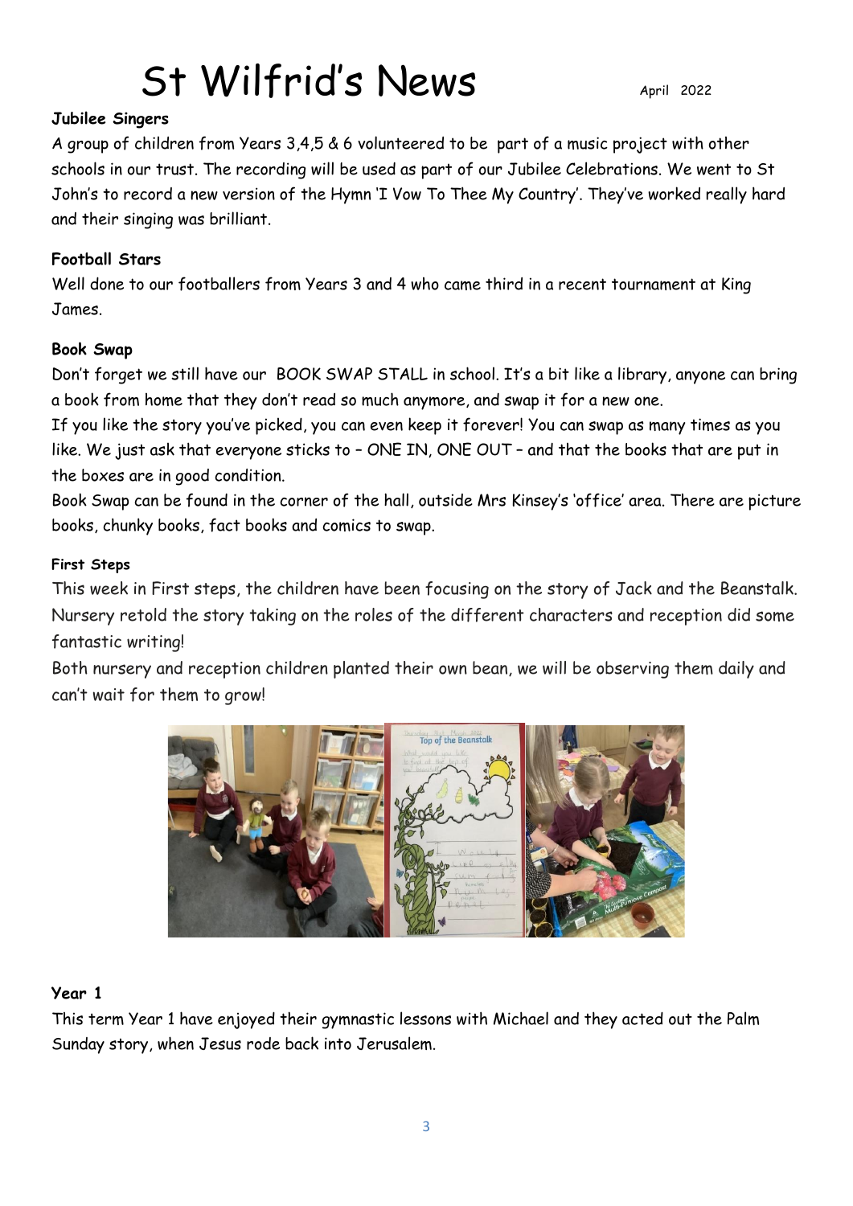# St Wilfrid's News

April 2022

**Jubilee Singers**

A group of children from Years 3,4,5 & 6 volunteered to be part of a music project with other schools in our trust. The recording will be used as part of our Jubilee Celebrations. We went to St John's to record a new version of the Hymn 'I Vow To Thee My Country'. They've worked really hard and their singing was brilliant.

**Football Stars**

Well done to our footballers from Years 3 and 4 who came third in a recent tournament at King James.

**Book Swap**

Don't forget we still have our BOOK SWAP STALL in school. It's a bit like a library, anyone can bring a book from home that they don't read so much anymore, and swap it for a new one.

If you like the story you've picked, you can even keep it forever! You can swap as many times as you like. We just ask that everyone sticks to – ONE IN, ONE OUT – and that the books that are put in the boxes are in good condition.

Book Swap can be found in the corner of the hall, outside Mrs Kinsey's 'office' area. There are picture books, chunky books, fact books and comics to swap.

**First Steps**

This week in First steps, the children have been focusing on the story of Jack and the Beanstalk. Nursery retold the story taking on the roles of the different characters and reception did some fantastic writing!

Both nursery and reception children planted their own bean, we will be observing them daily and can't wait for them to grow!

**Year 1**

This term Year 1 have enjoyed their gymnastic lessons with Michael and they acted out the Palm Sunday story, when Jesus rode back into Jerusalem.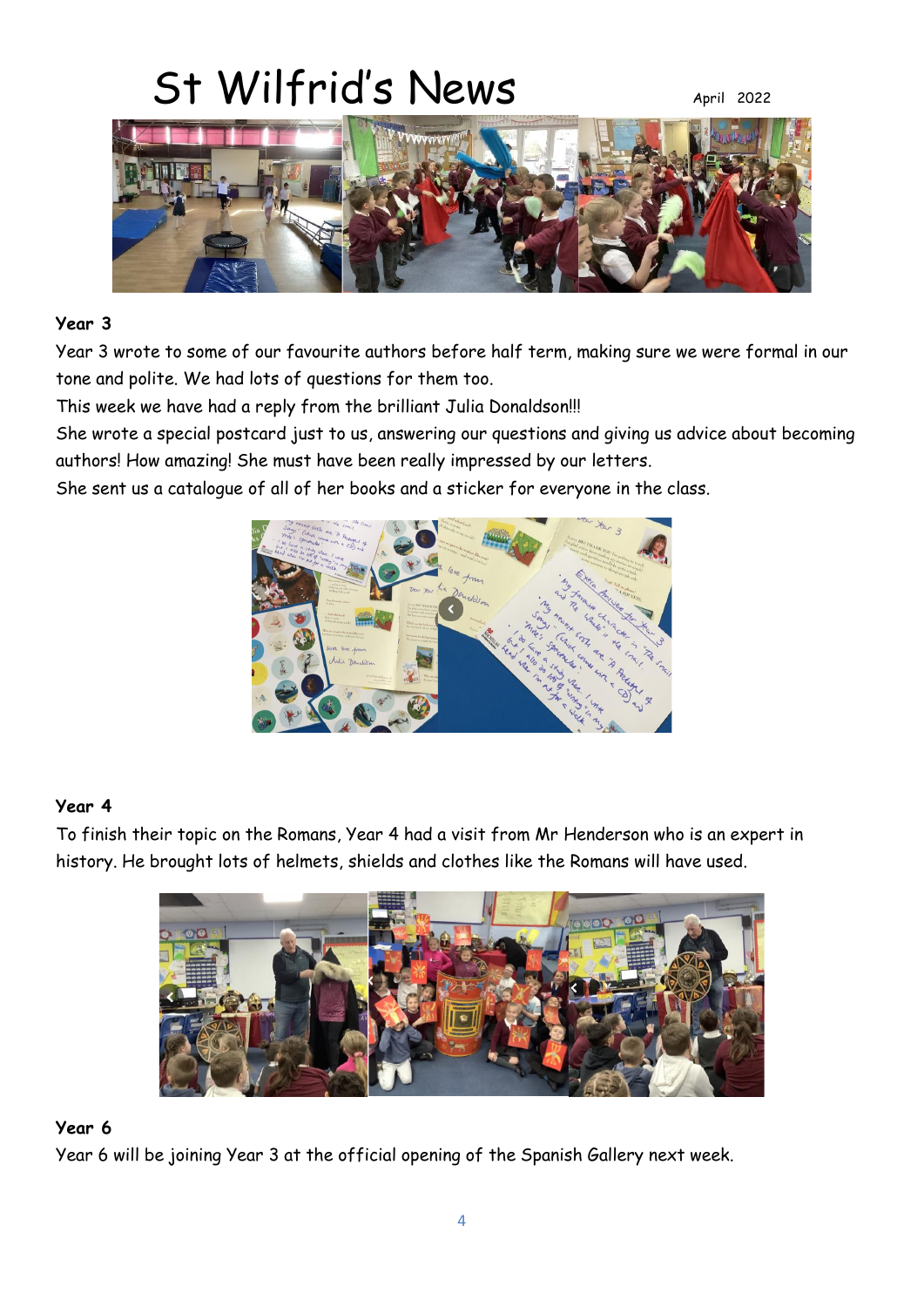# St Wilfrid's News

April 2022

### Year 3

Year 3 wrote to some of our favourite authors before half term, making sure we were formal in our tone and polite. We had lots of questions for them too.

This week we have had a reply from the brilliant Julia Donaldson!!!

She wrote a special postcard just to us, answering our questions and giving us advice about becoming authors! How amazing! She must have been really impressed by our letters.

She sent us a catalogue of all of her books and a sticker for everyone in the class.

### Year 4

To finish their topic on the Romans, Year 4 had a visit from Mr Henderson who is an expert in history. He brought lots of helmets, shields and clothes like the Romans will have used.

### Year 6

Year 6 will be joining Year 3 at the official opening of the Spanish Gallery next week.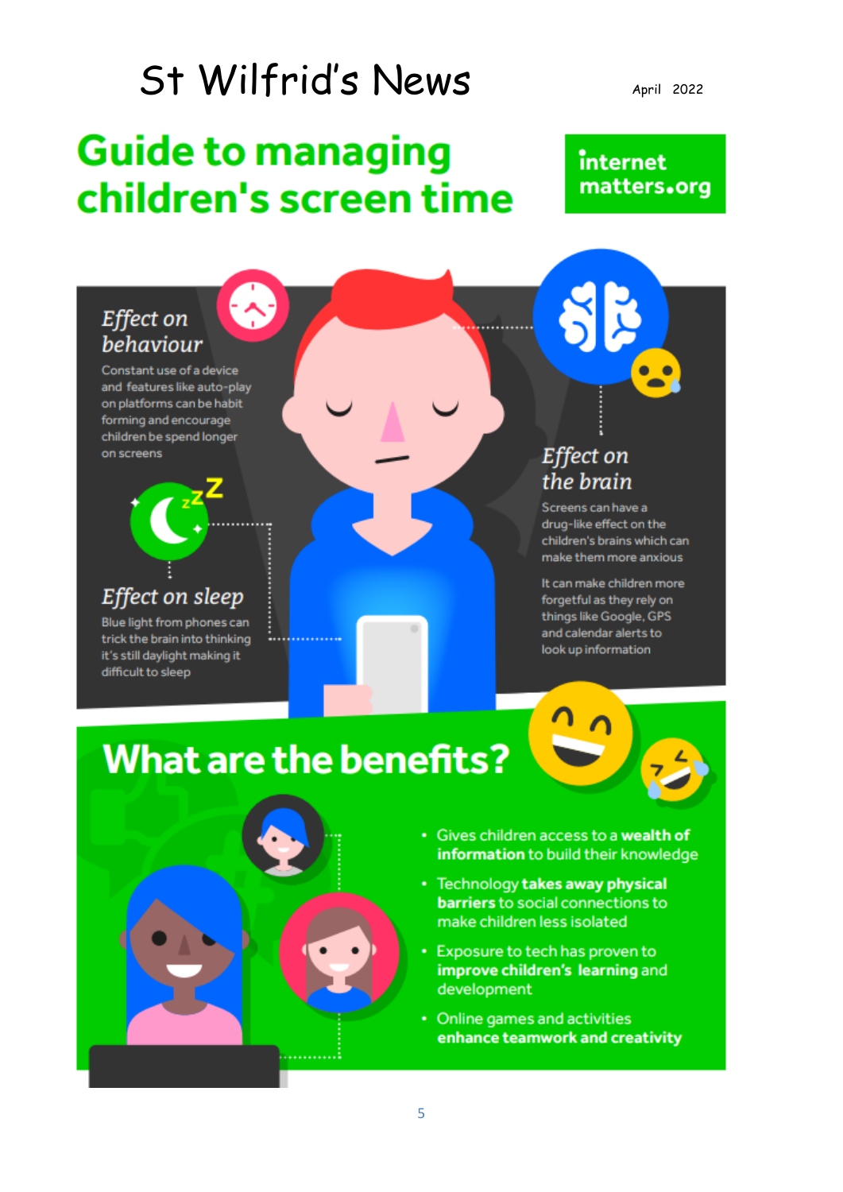# St Wilfrid's News

April 2022

## Guide to managing children's screen time

internet matters.org

### *Effect on behaviour*

Constant use of a device and features like auto-play on platforms can be habit forming and encourage children be spend longer on screens

### *Effect on sleep*

Blue light from phones can trick the brain into thinking it's still daylight making it difficult to sleep

### *Effect on the brain*

Screens can have a drug-like effect on the children's brains which can make them more anxious

It can make children more forgetful as they rely on things like Google, GPS and calendar alerts to look up information

## What are the benefits?

- Gives children access to a **wealth of information** to build their knowledge
- Technology **takes away physical barriers** to social connections to make children less isolated
- Exposure to tech has proven to **improve children's learning** and development
- Online games and activities **enhance teamwork and creativity**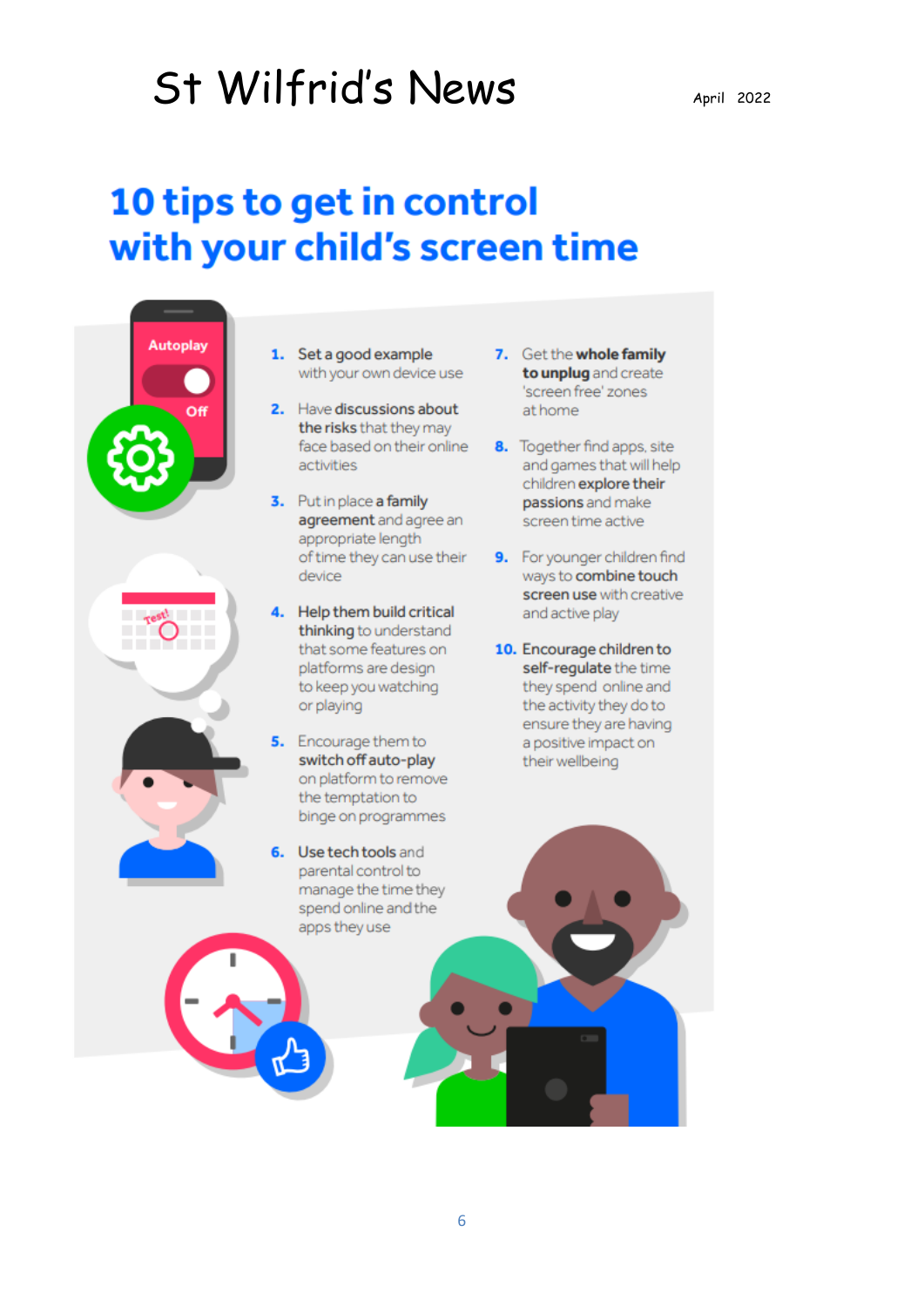# St Wilfrid's News

April 2022

## 10 tips to get in control with your child's screen time

1. **Set a good example** with your own device use
2. Have **discussions about the risks** that they may face based on their online activities
3. Put in place **a family agreement** and agree an appropriate length of time they can use their device
4. **Help them build critical thinking** to understand that some features on platforms are design to keep you watching or playing
5. Encourage them to **switch off auto-play** on platform to remove the temptation to binge on programmes
6. **Use tech tools** and parental control to manage the time they spend online and the apps they use
7. Get the **whole family to unplug** and create 'screen free' zones at home
8. Together find apps, site and games that will help children **explore their passions** and make screen time active
9. For younger children find ways to **combine touch screen use** with creative and active play
10. **Encourage children to self-regulate** the time they spend online and the activity they do to ensure they are having a positive impact on their wellbeing